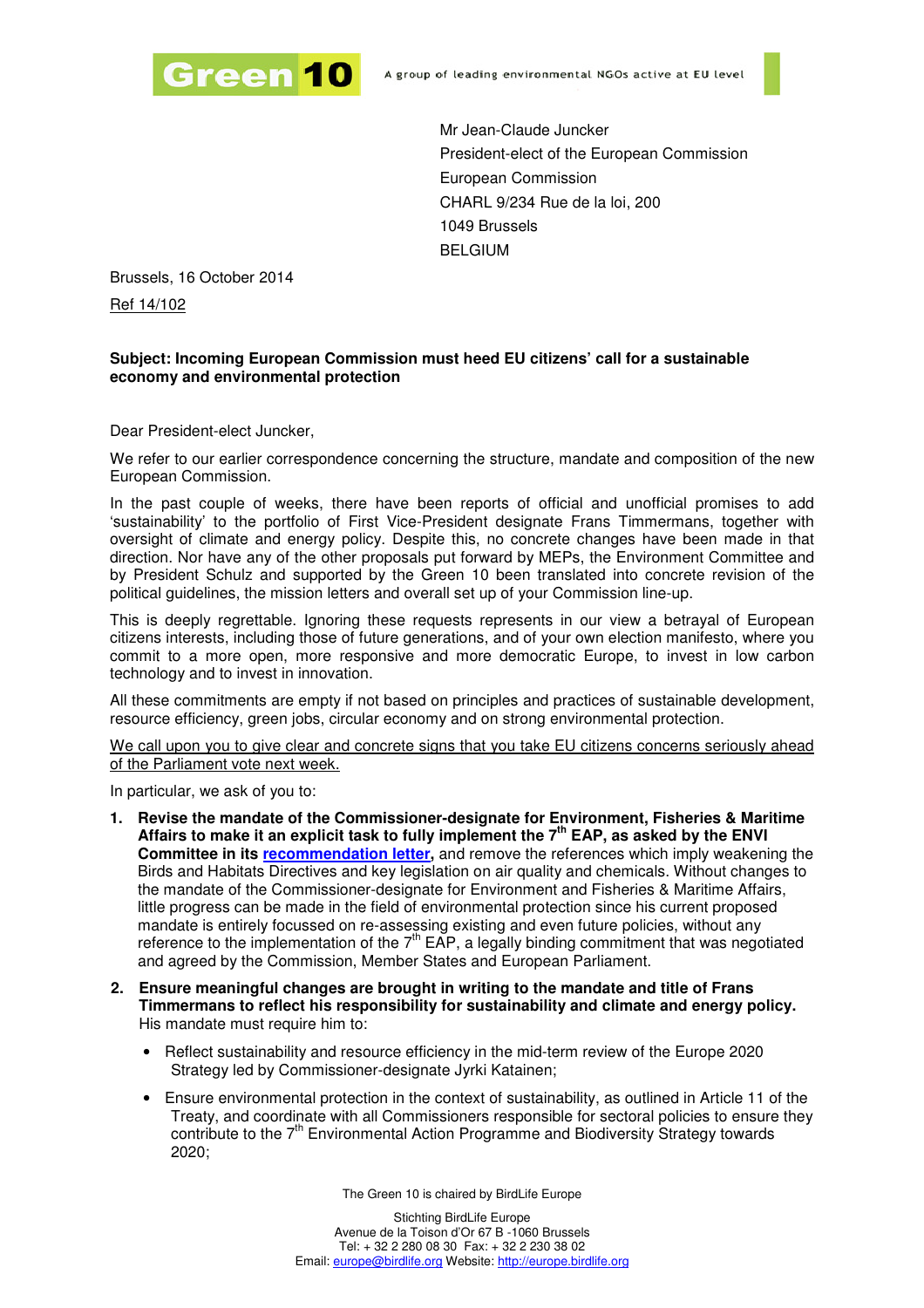Green 10 — A group of leading environmental NGOs active at EU level

Mr Jean-Claude Juncker
President-elect of the European Commission
European Commission
CHARL 9/234 Rue de la loi, 200
1049 Brussels
BELGIUM

Brussels, 16 October 2014

Ref 14/102

**Subject: Incoming European Commission must heed EU citizens' call for a sustainable economy and environmental protection**

Dear President-elect Juncker,

We refer to our earlier correspondence concerning the structure, mandate and composition of the new European Commission.

In the past couple of weeks, there have been reports of official and unofficial promises to add 'sustainability' to the portfolio of First Vice-President designate Frans Timmermans, together with oversight of climate and energy policy. Despite this, no concrete changes have been made in that direction. Nor have any of the other proposals put forward by MEPs, the Environment Committee and by President Schulz and supported by the Green 10 been translated into concrete revision of the political guidelines, the mission letters and overall set up of your Commission line-up.

This is deeply regrettable. Ignoring these requests represents in our view a betrayal of European citizens interests, including those of future generations, and of your own election manifesto, where you commit to a more open, more responsive and more democratic Europe, to invest in low carbon technology and to invest in innovation.

All these commitments are empty if not based on principles and practices of sustainable development, resource efficiency, green jobs, circular economy and on strong environmental protection.

<u>We call upon you to give clear and concrete signs that you take EU citizens concerns seriously ahead of the Parliament vote next week.</u>

In particular, we ask of you to:

1. **Revise the mandate of the Commissioner-designate for Environment, Fisheries & Maritime Affairs to make it an explicit task to fully implement the 7th EAP, as asked by the ENVI Committee in its recommendation letter,** and remove the references which imply weakening the Birds and Habitats Directives and key legislation on air quality and chemicals. Without changes to the mandate of the Commissioner-designate for Environment and Fisheries & Maritime Affairs, little progress can be made in the field of environmental protection since his current proposed mandate is entirely focussed on re-assessing existing and even future policies, without any reference to the implementation of the 7th EAP, a legally binding commitment that was negotiated and agreed by the Commission, Member States and European Parliament.

2. **Ensure meaningful changes are brought in writing to the mandate and title of Frans Timmermans to reflect his responsibility for sustainability and climate and energy policy.** His mandate must require him to:

   - Reflect sustainability and resource efficiency in the mid-term review of the Europe 2020 Strategy led by Commissioner-designate Jyrki Katainen;
   - Ensure environmental protection in the context of sustainability, as outlined in Article 11 of the Treaty, and coordinate with all Commissioners responsible for sectoral policies to ensure they contribute to the 7th Environmental Action Programme and Biodiversity Strategy towards 2020;

The Green 10 is chaired by BirdLife Europe

Stichting BirdLife Europe
Avenue de la Toison d'Or 67 B -1060 Brussels
Tel: + 32 2 280 08 30 Fax: + 32 2 230 38 02
Email: europe@birdlife.org Website: http://europe.birdlife.org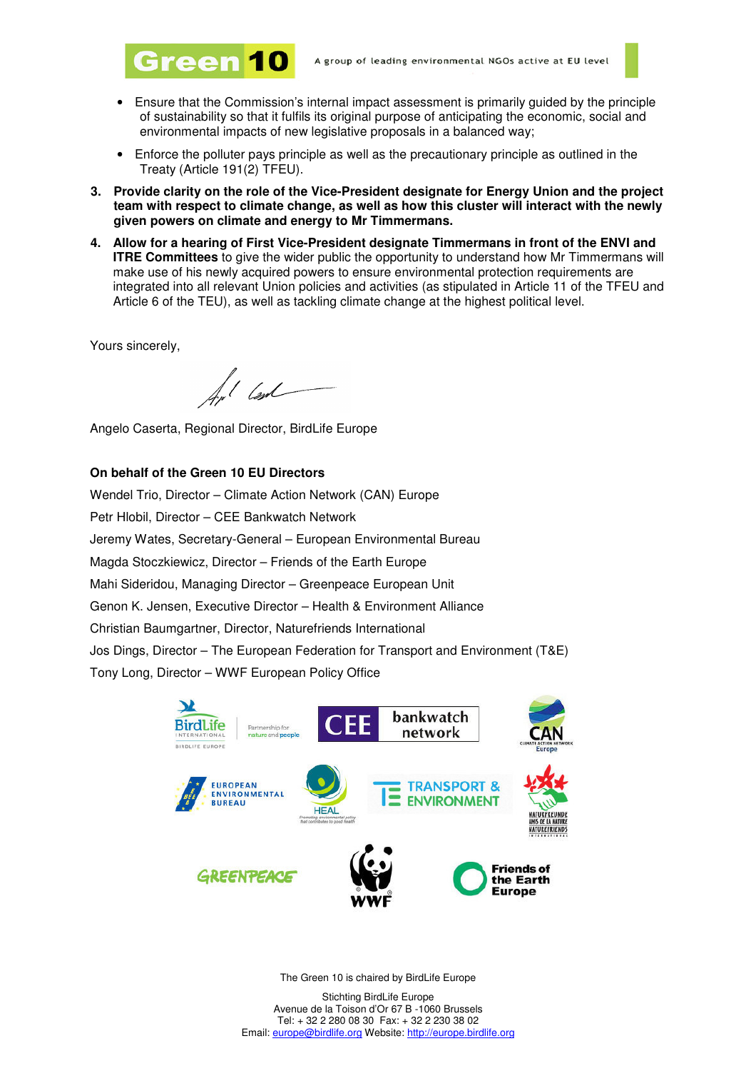- Ensure that the Commission's internal impact assessment is primarily guided by the principle of sustainability so that it fulfils its original purpose of anticipating the economic, social and environmental impacts of new legislative proposals in a balanced way;
- Enforce the polluter pays principle as well as the precautionary principle as outlined in the Treaty (Article 191(2) TFEU).

3. **Provide clarity on the role of the Vice-President designate for Energy Union and the project team with respect to climate change, as well as how this cluster will interact with the newly given powers on climate and energy to Mr Timmermans.**
4. **Allow for a hearing of First Vice-President designate Timmermans in front of the ENVI and ITRE Committees** to give the wider public the opportunity to understand how Mr Timmermans will make use of his newly acquired powers to ensure environmental protection requirements are integrated into all relevant Union policies and activities (as stipulated in Article 11 of the TFEU and Article 6 of the TEU), as well as tackling climate change at the highest political level.

Yours sincerely,

Angelo Caserta, Regional Director, BirdLife Europe

**On behalf of the Green 10 EU Directors**

Wendel Trio, Director – Climate Action Network (CAN) Europe

Petr Hlobil, Director – CEE Bankwatch Network

Jeremy Wates, Secretary-General – European Environmental Bureau

Magda Stoczkiewicz, Director – Friends of the Earth Europe

Mahi Sideridou, Managing Director – Greenpeace European Unit

Genon K. Jensen, Executive Director – Health & Environment Alliance

Christian Baumgartner, Director, Naturefriends International

Jos Dings, Director – The European Federation for Transport and Environment (T&E)

Tony Long, Director – WWF European Policy Office

The Green 10 is chaired by BirdLife Europe

Stichting BirdLife Europe
Avenue de la Toison d'Or 67 B -1060 Brussels
Tel: + 32 2 280 08 30 Fax: + 32 2 230 38 02
Email: europe@birdlife.org Website: http://europe.birdlife.org